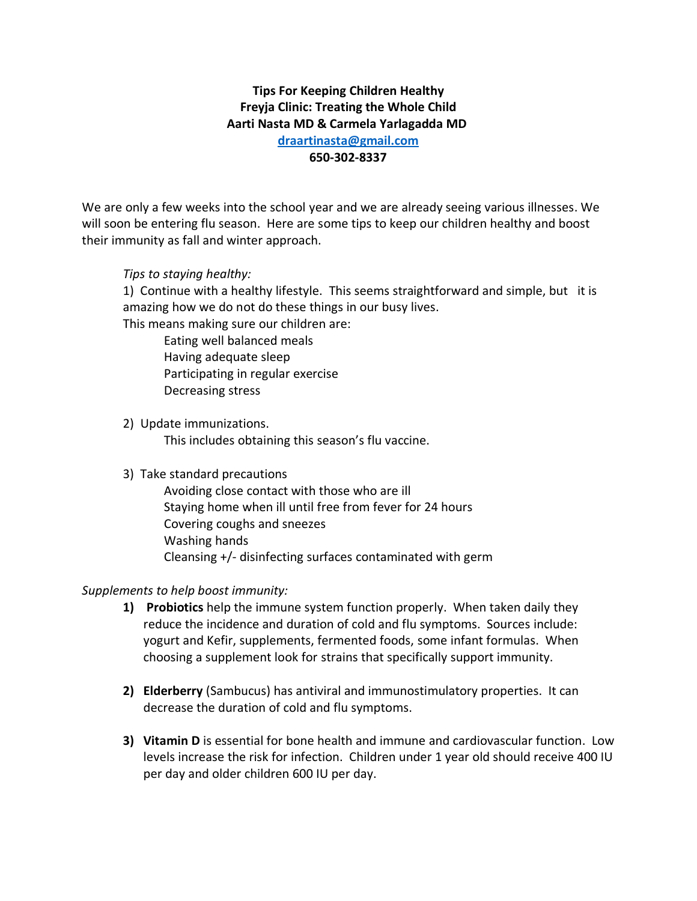**Tips For Keeping Children Healthy**
**Freyja Clinic: Treating the Whole Child**
**Aarti Nasta MD & Carmela Yarlagadda MD**
**[draartinasta@gmail.com](mailto:draartinasta@gmail.com)**
**650-302-8337**

We are only a few weeks into the school year and we are already seeing various illnesses. We will soon be entering flu season. Here are some tips to keep our children healthy and boost their immunity as fall and winter approach.

*Tips to staying healthy:*

1) Continue with a healthy lifestyle. This seems straightforward and simple, but it is amazing how we do not do these things in our busy lives.
This means making sure our children are:
    - Eating well balanced meals
    - Having adequate sleep
    - Participating in regular exercise
    - Decreasing stress

2) Update immunizations.
    - This includes obtaining this season's flu vaccine.

3) Take standard precautions
    - Avoiding close contact with those who are ill
    - Staying home when ill until free from fever for 24 hours
    - Covering coughs and sneezes
    - Washing hands
    - Cleansing +/- disinfecting surfaces contaminated with germ

*Supplements to help boost immunity:*

1) **Probiotics** help the immune system function properly. When taken daily they reduce the incidence and duration of cold and flu symptoms. Sources include: yogurt and Kefir, supplements, fermented foods, some infant formulas. When choosing a supplement look for strains that specifically support immunity.

2) **Elderberry** (Sambucus) has antiviral and immunostimulatory properties. It can decrease the duration of cold and flu symptoms.

3) **Vitamin D** is essential for bone health and immune and cardiovascular function. Low levels increase the risk for infection. Children under 1 year old should receive 400 IU per day and older children 600 IU per day.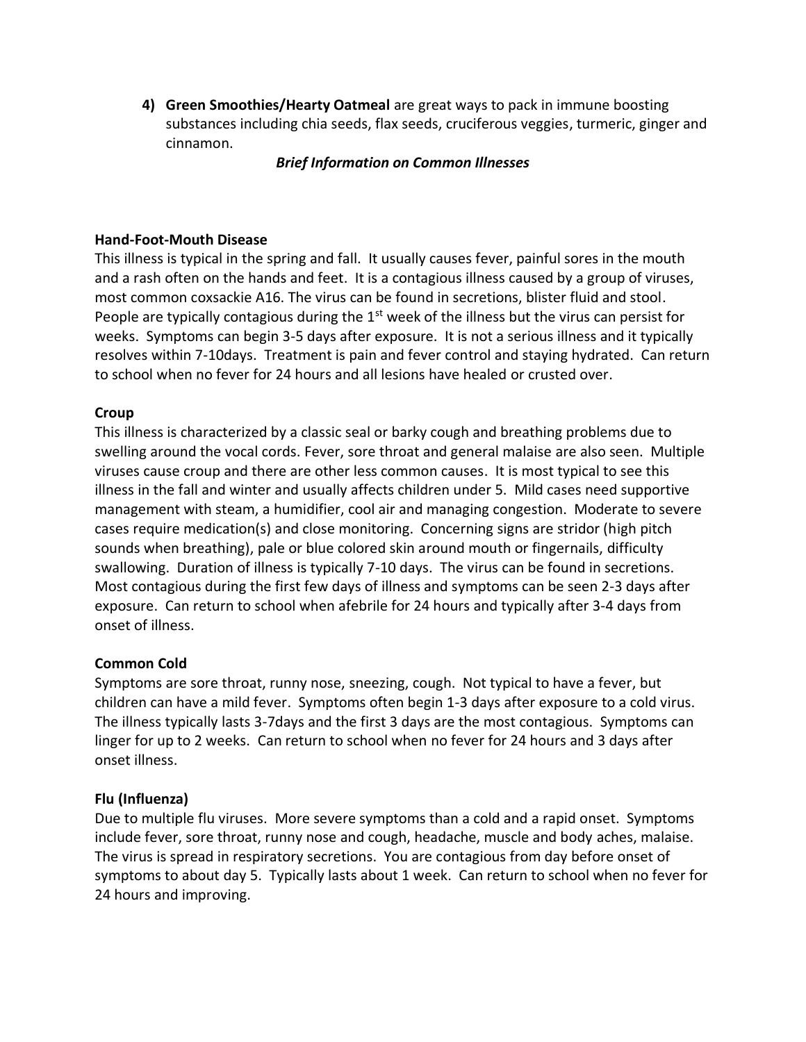4) **Green Smoothies/Hearty Oatmeal** are great ways to pack in immune boosting substances including chia seeds, flax seeds, cruciferous veggies, turmeric, ginger and cinnamon.

***Brief Information on Common Illnesses***

**Hand-Foot-Mouth Disease**

This illness is typical in the spring and fall. It usually causes fever, painful sores in the mouth and a rash often on the hands and feet. It is a contagious illness caused by a group of viruses, most common coxsackie A16. The virus can be found in secretions, blister fluid and stool. People are typically contagious during the 1st week of the illness but the virus can persist for weeks. Symptoms can begin 3-5 days after exposure. It is not a serious illness and it typically resolves within 7-10days. Treatment is pain and fever control and staying hydrated. Can return to school when no fever for 24 hours and all lesions have healed or crusted over.

**Croup**

This illness is characterized by a classic seal or barky cough and breathing problems due to swelling around the vocal cords. Fever, sore throat and general malaise are also seen. Multiple viruses cause croup and there are other less common causes. It is most typical to see this illness in the fall and winter and usually affects children under 5. Mild cases need supportive management with steam, a humidifier, cool air and managing congestion. Moderate to severe cases require medication(s) and close monitoring. Concerning signs are stridor (high pitch sounds when breathing), pale or blue colored skin around mouth or fingernails, difficulty swallowing. Duration of illness is typically 7-10 days. The virus can be found in secretions. Most contagious during the first few days of illness and symptoms can be seen 2-3 days after exposure. Can return to school when afebrile for 24 hours and typically after 3-4 days from onset of illness.

**Common Cold**

Symptoms are sore throat, runny nose, sneezing, cough. Not typical to have a fever, but children can have a mild fever. Symptoms often begin 1-3 days after exposure to a cold virus. The illness typically lasts 3-7days and the first 3 days are the most contagious. Symptoms can linger for up to 2 weeks. Can return to school when no fever for 24 hours and 3 days after onset illness.

**Flu (Influenza)**

Due to multiple flu viruses. More severe symptoms than a cold and a rapid onset. Symptoms include fever, sore throat, runny nose and cough, headache, muscle and body aches, malaise. The virus is spread in respiratory secretions. You are contagious from day before onset of symptoms to about day 5. Typically lasts about 1 week. Can return to school when no fever for 24 hours and improving.